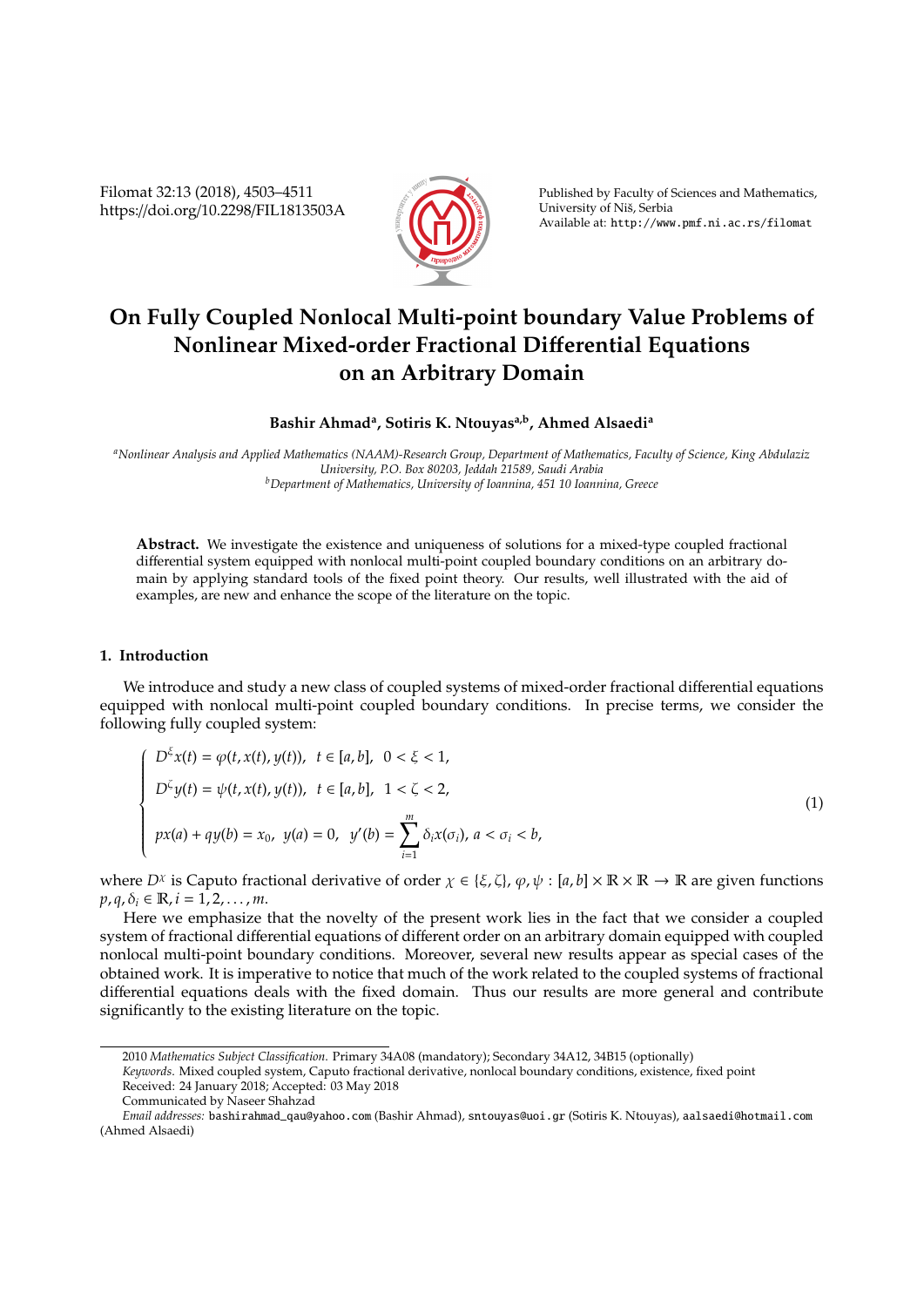# On Fully Coupled Nonlocal Multi-point boundary Value Problems of Nonlinear Mixed-order Fractional Differential Equations on an Arbitrary Domain

**Bashir Ahmad[a], Sotiris K. Ntouyas[a,b], Ahmed Alsaedi[a]**

[a]*Nonlinear Analysis and Applied Mathematics (NAAM)-Research Group, Department of Mathematics, Faculty of Science, King Abdulaziz University, P.O. Box 80203, Jeddah 21589, Saudi Arabia*
[b]*Department of Mathematics, University of Ioannina, 451 10 Ioannina, Greece*

**Abstract.** We investigate the existence and uniqueness of solutions for a mixed-type coupled fractional differential system equipped with nonlocal multi-point coupled boundary conditions on an arbitrary domain by applying standard tools of the fixed point theory. Our results, well illustrated with the aid of examples, are new and enhance the scope of the literature on the topic.

## 1. Introduction

We introduce and study a new class of coupled systems of mixed-order fractional differential equations equipped with nonlocal multi-point coupled boundary conditions. In precise terms, we consider the following fully coupled system:

$$\begin{cases} D^{\xi}x(t) = \varphi(t, x(t), y(t)), \ \ t \in [a, b], \ \ 0 < \xi < 1, \\ D^{\zeta}y(t) = \psi(t, x(t), y(t)), \ \ t \in [a, b], \ \ 1 < \zeta < 2, \\ px(a) + qy(b) = x_0, \ \ y(a) = 0, \ \ y'(b) = \displaystyle\sum_{i=1}^{m} \delta_i x(\sigma_i), \ a < \sigma_i < b, \end{cases} \tag{1}$$

where $D^{\chi}$ is Caputo fractional derivative of order $\chi \in \{\xi, \zeta\}$, $\varphi, \psi : [a, b] \times \mathbb{R} \times \mathbb{R} \to \mathbb{R}$ are given functions $p, q, \delta_i \in \mathbb{R}, i = 1, 2, \ldots, m$.

Here we emphasize that the novelty of the present work lies in the fact that we consider a coupled system of fractional differential equations of different order on an arbitrary domain equipped with coupled nonlocal multi-point boundary conditions. Moreover, several new results appear as special cases of the obtained work. It is imperative to notice that much of the work related to the coupled systems of fractional differential equations deals with the fixed domain. Thus our results are more general and contribute significantly to the existing literature on the topic.

---

2010 *Mathematics Subject Classification.* Primary 34A08 (mandatory); Secondary 34A12, 34B15 (optionally)

*Keywords.* Mixed coupled system, Caputo fractional derivative, nonlocal boundary conditions, existence, fixed point

Received: 24 January 2018; Accepted: 03 May 2018

Communicated by Naseer Shahzad

*Email addresses:* bashirahmad_qau@yahoo.com (Bashir Ahmad), sntouyas@uoi.gr (Sotiris K. Ntouyas), aalsaedi@hotmail.com (Ahmed Alsaedi)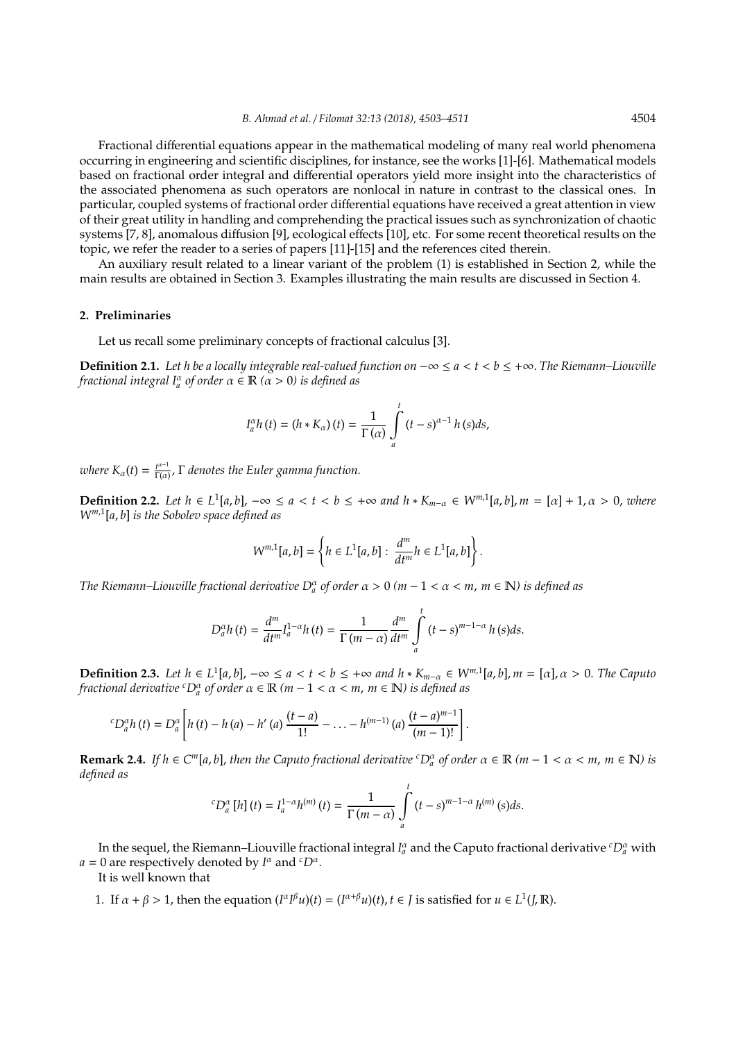Fractional differential equations appear in the mathematical modeling of many real world phenomena occurring in engineering and scientific disciplines, for instance, see the works [1]-[6]. Mathematical models based on fractional order integral and differential operators yield more insight into the characteristics of the associated phenomena as such operators are nonlocal in nature in contrast to the classical ones. In particular, coupled systems of fractional order differential equations have received a great attention in view of their great utility in handling and comprehending the practical issues such as synchronization of chaotic systems [7, 8], anomalous diffusion [9], ecological effects [10], etc. For some recent theoretical results on the topic, we refer the reader to a series of papers [11]-[15] and the references cited therein.

An auxiliary result related to a linear variant of the problem (1) is established in Section 2, while the main results are obtained in Section 3. Examples illustrating the main results are discussed in Section 4.

## 2. Preliminaries

Let us recall some preliminary concepts of fractional calculus [3].

**Definition 2.1.** *Let $h$ be a locally integrable real-valued function on $-\infty \leq a < t < b \leq +\infty$. The Riemann–Liouville fractional integral $I_a^\alpha$ of order $\alpha \in \mathbb{R}$ ($\alpha > 0$) is defined as*

$$I_a^\alpha h(t) = (h * K_\alpha)(t) = \frac{1}{\Gamma(\alpha)} \int_a^t (t-s)^{\alpha-1} h(s) ds,$$

*where $K_\alpha(t) = \frac{t^{\alpha-1}}{\Gamma(\alpha)}$, $\Gamma$ denotes the Euler gamma function.*

**Definition 2.2.** *Let $h \in L^1[a,b]$, $-\infty \leq a < t < b \leq +\infty$ and $h * K_{m-\alpha} \in W^{m,1}[a,b], m = [\alpha] + 1, \alpha > 0$, where $W^{m,1}[a,b]$ is the Sobolev space defined as*

$$W^{m,1}[a,b] = \left\{ h \in L^1[a,b] : \frac{d^m}{dt^m} h \in L^1[a,b] \right\}.$$

*The Riemann–Liouville fractional derivative $D_a^\alpha$ of order $\alpha > 0$ ($m-1 < \alpha < m$, $m \in \mathbb{N}$) is defined as*

$$D_a^\alpha h(t) = \frac{d^m}{dt^m} I_a^{1-\alpha} h(t) = \frac{1}{\Gamma(m-\alpha)} \frac{d^m}{dt^m} \int_a^t (t-s)^{m-1-\alpha} h(s) ds.$$

**Definition 2.3.** *Let $h \in L^1[a,b]$, $-\infty \leq a < t < b \leq +\infty$ and $h * K_{m-\alpha} \in W^{m,1}[a,b], m = [\alpha], \alpha > 0$. The Caputo fractional derivative ${}^cD_a^\alpha$ of order $\alpha \in \mathbb{R}$ ($m-1 < \alpha < m$, $m \in \mathbb{N}$) is defined as*

$${}^cD_a^\alpha h(t) = D_a^\alpha \left[ h(t) - h(a) - h'(a) \frac{(t-a)}{1!} - \ldots - h^{(m-1)}(a) \frac{(t-a)^{m-1}}{(m-1)!} \right].$$

**Remark 2.4.** *If $h \in C^m[a,b]$, then the Caputo fractional derivative ${}^cD_a^\alpha$ of order $\alpha \in \mathbb{R}$ ($m-1 < \alpha < m$, $m \in \mathbb{N}$) is defined as*

$${}^cD_a^\alpha [h](t) = I_a^{1-\alpha} h^{(m)}(t) = \frac{1}{\Gamma(m-\alpha)} \int_a^t (t-s)^{m-1-\alpha} h^{(m)}(s) ds.$$

In the sequel, the Riemann–Liouville fractional integral $I_a^\alpha$ and the Caputo fractional derivative ${}^cD_a^\alpha$ with $a = 0$ are respectively denoted by $I^\alpha$ and ${}^cD^\alpha$.

It is well known that

1. If $\alpha + \beta > 1$, then the equation $(I^\alpha I^\beta u)(t) = (I^{\alpha+\beta} u)(t), t \in J$ is satisfied for $u \in L^1(J, \mathbb{R})$.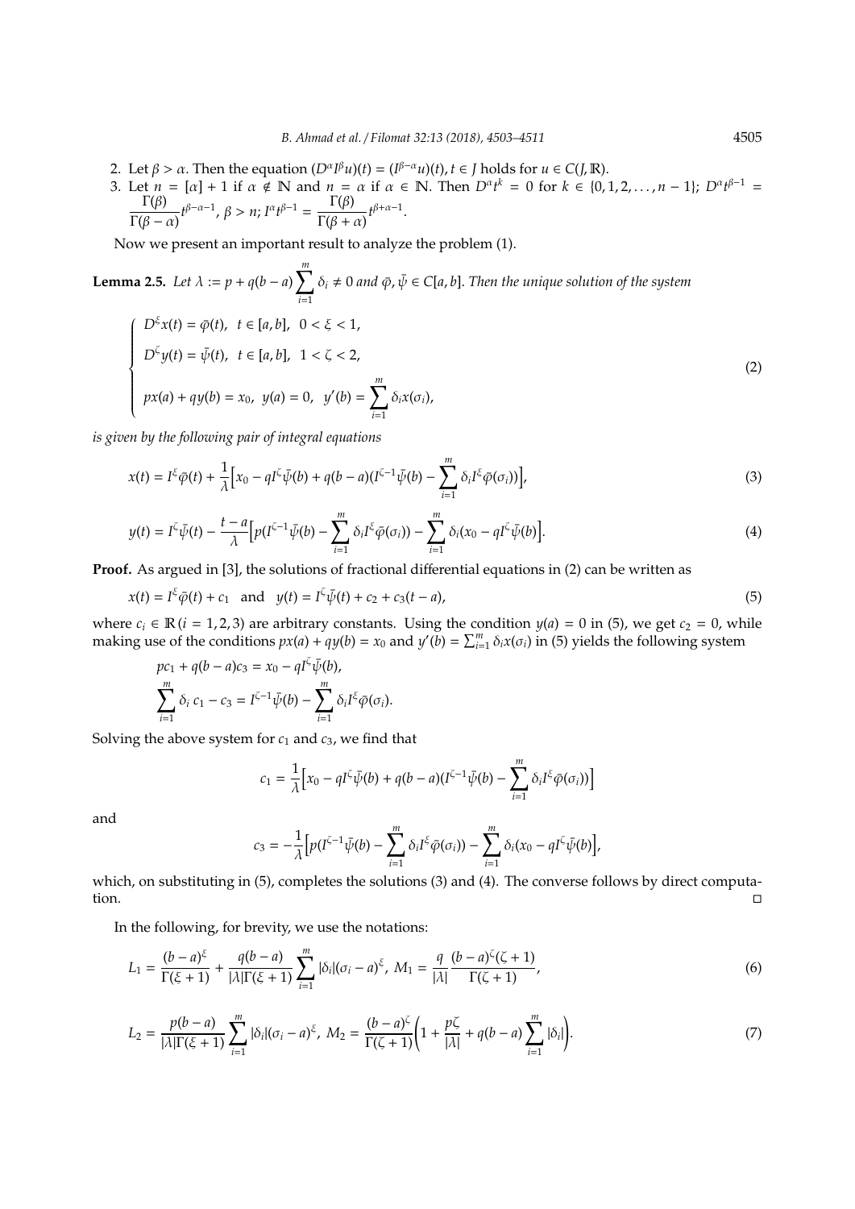2. Let $\beta > \alpha$. Then the equation $(D^{\alpha}I^{\beta}u)(t) = (I^{\beta-\alpha}u)(t), t \in J$ holds for $u \in C(J, \mathbb{R})$.
3. Let $n = [\alpha] + 1$ if $\alpha \notin \mathbb{N}$ and $n = \alpha$ if $\alpha \in \mathbb{N}$. Then $D^{\alpha}t^k = 0$ for $k \in \{0, 1, 2, \ldots, n-1\}$; $D^{\alpha}t^{\beta-1} = \dfrac{\Gamma(\beta)}{\Gamma(\beta-\alpha)}t^{\beta-\alpha-1}$, $\beta > n$; $I^{\alpha}t^{\beta-1} = \dfrac{\Gamma(\beta)}{\Gamma(\beta+\alpha)}t^{\beta+\alpha-1}$.

Now we present an important result to analyze the problem (1).

**Lemma 2.5.** *Let $\lambda := p + q(b-a)\sum_{i=1}^{m}\delta_i \neq 0$ and $\bar{\varphi}, \bar{\psi} \in C[a, b]$. Then the unique solution of the system*

$$\begin{cases} D^{\xi}x(t) = \bar{\varphi}(t), \ \ t \in [a, b], \ \ 0 < \xi < 1, \\ D^{\zeta}y(t) = \bar{\psi}(t), \ \ t \in [a, b], \ \ 1 < \zeta < 2, \\ px(a) + qy(b) = x_0, \ \ y(a) = 0, \ \ y'(b) = \displaystyle\sum_{i=1}^{m}\delta_i x(\sigma_i), \end{cases} \tag{2}$$

*is given by the following pair of integral equations*

$$x(t) = I^{\xi}\bar{\varphi}(t) + \frac{1}{\lambda}\Big[x_0 - qI^{\zeta}\bar{\psi}(b) + q(b-a)(I^{\zeta-1}\bar{\psi}(b) - \sum_{i=1}^{m}\delta_i I^{\xi}\bar{\varphi}(\sigma_i))\Big], \tag{3}$$

$$y(t) = I^{\zeta}\bar{\psi}(t) - \frac{t-a}{\lambda}\Big[p(I^{\zeta-1}\bar{\psi}(b) - \sum_{i=1}^{m}\delta_i I^{\xi}\bar{\varphi}(\sigma_i)) - \sum_{i=1}^{m}\delta_i(x_0 - qI^{\zeta}\bar{\psi}(b)\Big]. \tag{4}$$

**Proof.** As argued in [3], the solutions of fractional differential equations in (2) can be written as

$$x(t) = I^{\xi}\bar{\varphi}(t) + c_1 \quad \text{and} \quad y(t) = I^{\zeta}\bar{\psi}(t) + c_2 + c_3(t-a), \tag{5}$$

where $c_i \in \mathbb{R}\,(i = 1, 2, 3)$ are arbitrary constants. Using the condition $y(a) = 0$ in (5), we get $c_2 = 0$, while making use of the conditions $px(a) + qy(b) = x_0$ and $y'(b) = \sum_{i=1}^{m}\delta_i x(\sigma_i)$ in (5) yields the following system

$$pc_1 + q(b-a)c_3 = x_0 - qI^{\zeta}\bar{\psi}(b),$$
$$\sum_{i=1}^{m}\delta_i\, c_1 - c_3 = I^{\zeta-1}\bar{\psi}(b) - \sum_{i=1}^{m}\delta_i I^{\xi}\bar{\varphi}(\sigma_i).$$

Solving the above system for $c_1$ and $c_3$, we find that

$$c_1 = \frac{1}{\lambda}\Big[x_0 - qI^{\zeta}\bar{\psi}(b) + q(b-a)(I^{\zeta-1}\bar{\psi}(b) - \sum_{i=1}^{m}\delta_i I^{\xi}\bar{\varphi}(\sigma_i))\Big]$$

and

$$c_3 = -\frac{1}{\lambda}\Big[p(I^{\zeta-1}\bar{\psi}(b) - \sum_{i=1}^{m}\delta_i I^{\xi}\bar{\varphi}(\sigma_i)) - \sum_{i=1}^{m}\delta_i(x_0 - qI^{\zeta}\bar{\psi}(b)\Big],$$

which, on substituting in (5), completes the solutions (3) and (4). The converse follows by direct computation. □

In the following, for brevity, we use the notations:

$$L_1 = \frac{(b-a)^{\xi}}{\Gamma(\xi+1)} + \frac{q(b-a)}{|\lambda|\Gamma(\xi+1)}\sum_{i=1}^{m}|\delta_i|(\sigma_i - a)^{\xi}, \ M_1 = \frac{q}{|\lambda|}\frac{(b-a)^{\zeta}(\zeta+1)}{\Gamma(\zeta+1)}, \tag{6}$$

$$L_2 = \frac{p(b-a)}{|\lambda|\Gamma(\xi+1)}\sum_{i=1}^{m}|\delta_i|(\sigma_i - a)^{\xi}, \ M_2 = \frac{(b-a)^{\zeta}}{\Gamma(\zeta+1)}\left(1 + \frac{p\zeta}{|\lambda|} + q(b-a)\sum_{i=1}^{m}|\delta_i|\right). \tag{7}$$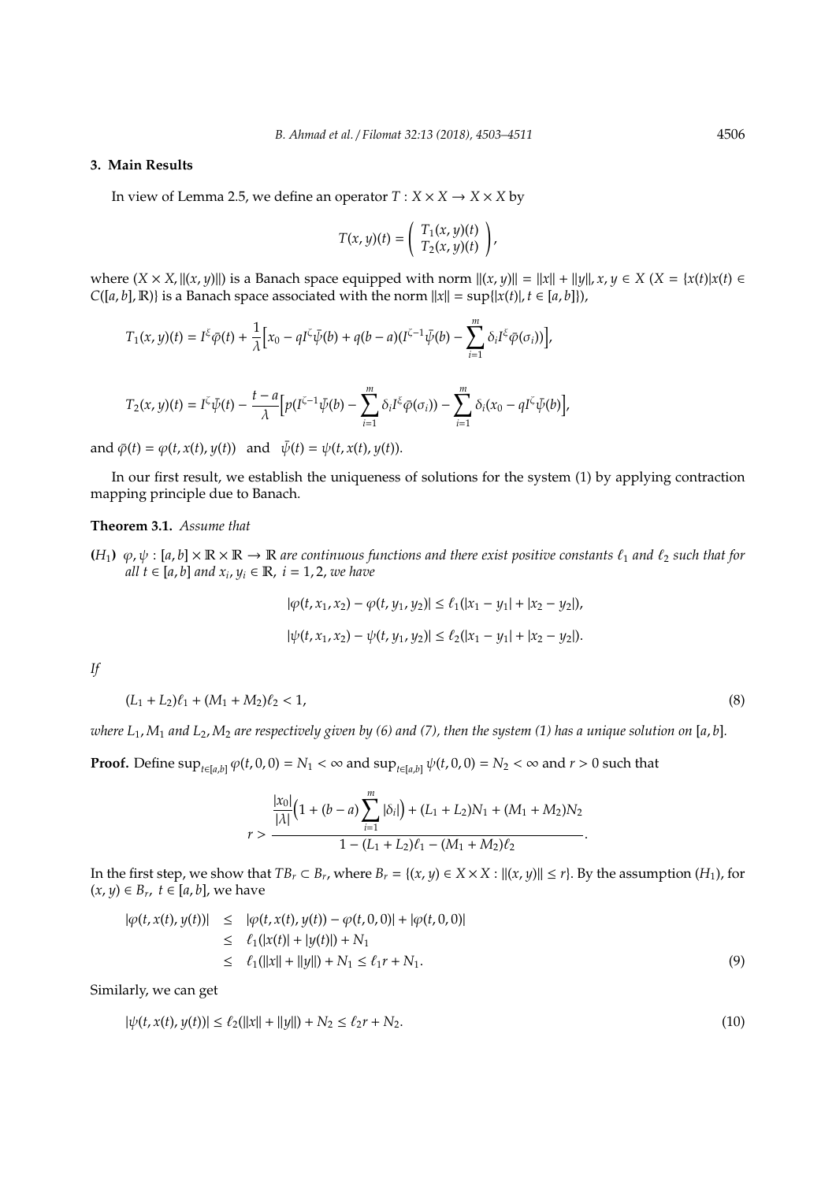## 3. Main Results

In view of Lemma 2.5, we define an operator $T : X \times X \to X \times X$ by

$$T(x, y)(t) = \begin{pmatrix} T_1(x, y)(t) \\ T_2(x, y)(t) \end{pmatrix},$$

where $(X \times X, \|(x, y)\|)$ is a Banach space equipped with norm $\|(x, y)\| = \|x\| + \|y\|, x, y \in X$ ($X = \{x(t)|x(t) \in C([a, b], \mathbb{R})\}$ is a Banach space associated with the norm $\|x\| = \sup\{|x(t)|, t \in [a, b]\}$),

$$T_1(x, y)(t) = I^{\xi}\bar{\varphi}(t) + \frac{1}{\lambda}\Big[x_0 - qI^{\zeta}\bar{\psi}(b) + q(b-a)(I^{\zeta-1}\bar{\psi}(b) - \sum_{i=1}^{m} \delta_i I^{\xi}\bar{\varphi}(\sigma_i))\Big],$$

$$T_2(x, y)(t) = I^{\zeta}\bar{\psi}(t) - \frac{t-a}{\lambda}\Big[p(I^{\zeta-1}\bar{\psi}(b) - \sum_{i=1}^{m} \delta_i I^{\xi}\bar{\varphi}(\sigma_i)) - \sum_{i=1}^{m} \delta_i(x_0 - qI^{\zeta}\bar{\psi}(b)\Big],$$

and $\bar{\varphi}(t) = \varphi(t, x(t), y(t))$ and $\bar{\psi}(t) = \psi(t, x(t), y(t))$.

In our first result, we establish the uniqueness of solutions for the system (1) by applying contraction mapping principle due to Banach.

**Theorem 3.1.** *Assume that*

**$(H_1)$** *$\varphi, \psi : [a, b] \times \mathbb{R} \times \mathbb{R} \to \mathbb{R}$ are continuous functions and there exist positive constants $\ell_1$ and $\ell_2$ such that for all $t \in [a, b]$ and $x_i, y_i \in \mathbb{R}$, $i = 1, 2$, we have*

$$|\varphi(t, x_1, x_2) - \varphi(t, y_1, y_2)| \leq \ell_1(|x_1 - y_1| + |x_2 - y_2|),$$

$$|\psi(t, x_1, x_2) - \psi(t, y_1, y_2)| \leq \ell_2(|x_1 - y_1| + |x_2 - y_2|).$$

*If*

$$(L_1 + L_2)\ell_1 + (M_1 + M_2)\ell_2 < 1, \tag{8}$$

*where $L_1, M_1$ and $L_2, M_2$ are respectively given by (6) and (7), then the system (1) has a unique solution on $[a, b]$.*

**Proof.** Define $\sup_{t\in[a,b]} \varphi(t, 0, 0) = N_1 < \infty$ and $\sup_{t\in[a,b]} \psi(t, 0, 0) = N_2 < \infty$ and $r > 0$ such that

$$r > \frac{\frac{|x_0|}{|\lambda|}\Big(1 + (b-a)\sum_{i=1}^{m} |\delta_i|\Big) + (L_1 + L_2)N_1 + (M_1 + M_2)N_2}{1 - (L_1 + L_2)\ell_1 - (M_1 + M_2)\ell_2}.$$

In the first step, we show that $TB_r \subset B_r$, where $B_r = \{(x, y) \in X \times X : \|(x, y)\| \leq r\}$. By the assumption $(H_1)$, for $(x, y) \in B_r$, $t \in [a, b]$, we have

$$\begin{aligned}
|\varphi(t, x(t), y(t))| &\leq |\varphi(t, x(t), y(t)) - \varphi(t, 0, 0)| + |\varphi(t, 0, 0)| \\
&\leq \ell_1(|x(t)| + |y(t)|) + N_1 \\
&\leq \ell_1(\|x\| + \|y\|) + N_1 \leq \ell_1 r + N_1.
\end{aligned} \tag{9}$$

Similarly, we can get

$$|\psi(t, x(t), y(t))| \leq \ell_2(\|x\| + \|y\|) + N_2 \leq \ell_2 r + N_2. \tag{10}$$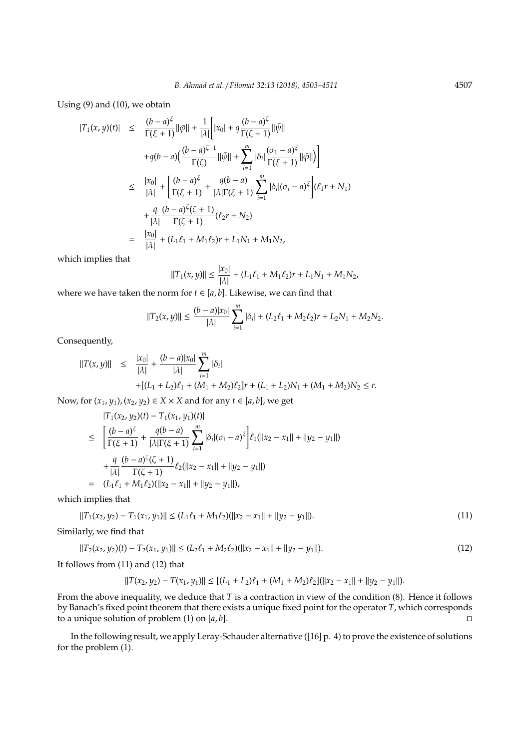Using (9) and (10), we obtain

$$
\begin{aligned}
|T_1(x,y)(t)| &\leq \frac{(b-a)^{\xi}}{\Gamma(\xi+1)}\|\bar{\varphi}\| + \frac{1}{|\lambda|}\Bigg[|x_0| + q\frac{(b-a)^{\zeta}}{\Gamma(\zeta+1)}\|\bar{\psi}\| \\
&\quad + q(b-a)\Big(\frac{(b-a)^{\zeta-1}}{\Gamma(\zeta)}\|\bar{\psi}\| + \sum_{i=1}^{m}|\delta_i|\frac{(\sigma_1-a)^{\xi}}{\Gamma(\xi+1)}\|\bar{\varphi}\|\Big)\Bigg] \\
&\leq \frac{|x_0|}{|\lambda|} + \left[\frac{(b-a)^{\xi}}{\Gamma(\xi+1)} + \frac{q(b-a)}{|\lambda|\Gamma(\xi+1)}\sum_{i=1}^{m}|\delta_i|(\sigma_i-a)^{\xi}\right](\ell_1 r + N_1) \\
&\quad + \frac{q}{|\lambda|}\frac{(b-a)^{\zeta}(\zeta+1)}{\Gamma(\zeta+1)}(\ell_2 r + N_2) \\
&= \frac{|x_0|}{|\lambda|} + (L_1\ell_1 + M_1\ell_2)r + L_1N_1 + M_1N_2,
\end{aligned}
$$

which implies that

$$
\|T_1(x,y)\| \leq \frac{|x_0|}{|\lambda|} + (L_1\ell_1 + M_1\ell_2)r + L_1N_1 + M_1N_2,
$$

where we have taken the norm for $t \in [a,b]$. Likewise, we can find that

$$
\|T_2(x,y)\| \leq \frac{(b-a)|x_0|}{|\lambda|}\sum_{i=1}^{m}|\delta_i| + (L_2\ell_1 + M_2\ell_2)r + L_2N_1 + M_2N_2.
$$

Consequently,

$$
\begin{aligned}
\|T(x,y)\| &\leq \frac{|x_0|}{|\lambda|} + \frac{(b-a)|x_0|}{|\lambda|}\sum_{i=1}^{m}|\delta_i| \\
&\quad + [(L_1+L_2)\ell_1 + (M_1+M_2)\ell_2]r + (L_1+L_2)N_1 + (M_1+M_2)N_2 \leq r.
\end{aligned}
$$

Now, for $(x_1,y_1),(x_2,y_2) \in X \times X$ and for any $t \in [a,b]$, we get

$$
\begin{aligned}
&|T_1(x_2,y_2)(t) - T_1(x_1,y_1)(t)| \\
&\leq \left[\frac{(b-a)^{\xi}}{\Gamma(\xi+1)} + \frac{q(b-a)}{|\lambda|\Gamma(\xi+1)}\sum_{i=1}^{m}|\delta_i|(\sigma_i-a)^{\xi}\right]\ell_1(\|x_2-x_1\| + \|y_2-y_1\|) \\
&\quad + \frac{q}{|\lambda|}\frac{(b-a)^{\zeta}(\zeta+1)}{\Gamma(\zeta+1)}\ell_2(\|x_2-x_1\| + \|y_2-y_1\|) \\
&= (L_1\ell_1 + M_1\ell_2)(\|x_2-x_1\| + \|y_2-y_1\|),
\end{aligned}
$$

which implies that

$$
\|T_1(x_2,y_2) - T_1(x_1,y_1)\| \leq (L_1\ell_1 + M_1\ell_2)(\|x_2-x_1\| + \|y_2-y_1\|). \tag{11}
$$

Similarly, we find that

$$
\|T_2(x_2,y_2)(t) - T_2(x_1,y_1)\| \leq (L_2\ell_1 + M_2\ell_2)(\|x_2-x_1\| + \|y_2-y_1\|). \tag{12}
$$

It follows from (11) and (12) that

$$
\|T(x_2,y_2) - T(x_1,y_1)\| \leq [(L_1+L_2)\ell_1 + (M_1+M_2)\ell_2](\|x_2-x_1\| + \|y_2-y_1\|).
$$

From the above inequality, we deduce that $T$ is a contraction in view of the condition (8). Hence it follows by Banach's fixed point theorem that there exists a unique fixed point for the operator $T$, which corresponds to a unique solution of problem (1) on $[a,b]$. □

In the following result, we apply Leray-Schauder alternative ([16] p. 4) to prove the existence of solutions for the problem (1).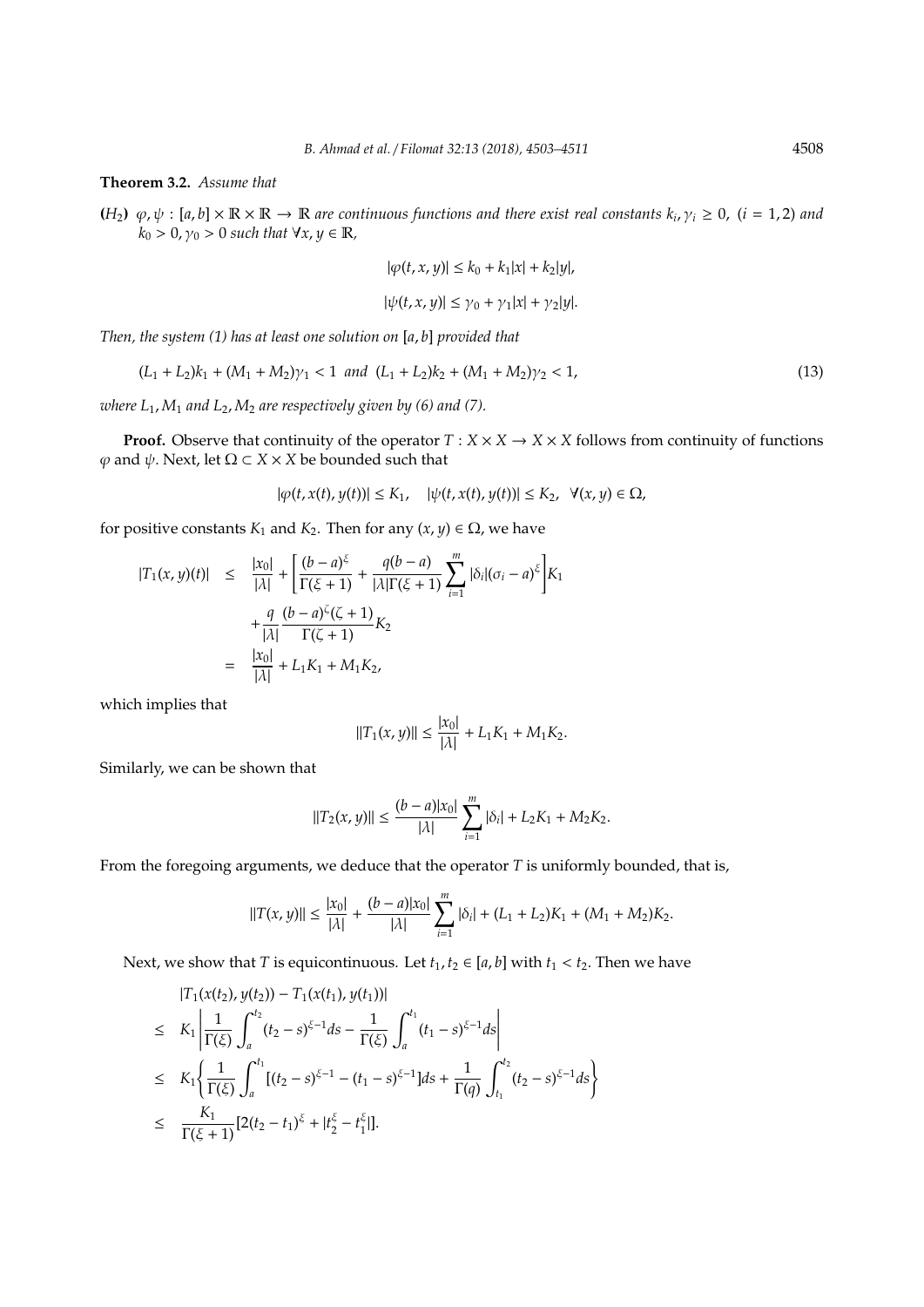**Theorem 3.2.** *Assume that*

**($H_2$)** *$\varphi, \psi : [a,b] \times \mathbb{R} \times \mathbb{R} \to \mathbb{R}$ are continuous functions and there exist real constants $k_i, \gamma_i \geq 0$, $(i = 1, 2)$ and $k_0 > 0, \gamma_0 > 0$ such that $\forall x, y \in \mathbb{R}$,*

$$|\varphi(t,x,y)| \leq k_0 + k_1|x| + k_2|y|,$$

$$|\psi(t,x,y)| \leq \gamma_0 + \gamma_1|x| + \gamma_2|y|.$$

*Then, the system (1) has at least one solution on $[a,b]$ provided that*

$$(L_1 + L_2)k_1 + (M_1 + M_2)\gamma_1 < 1 \ \ and \ \ (L_1 + L_2)k_2 + (M_1 + M_2)\gamma_2 < 1, \tag{13}$$

*where $L_1, M_1$ and $L_2, M_2$ are respectively given by (6) and (7).*

**Proof.** Observe that continuity of the operator $T : X \times X \to X \times X$ follows from continuity of functions $\varphi$ and $\psi$. Next, let $\Omega \subset X \times X$ be bounded such that

$$|\varphi(t, x(t), y(t))| \leq K_1, \quad |\psi(t, x(t), y(t))| \leq K_2, \ \ \forall (x,y) \in \Omega,$$

for positive constants $K_1$ and $K_2$. Then for any $(x,y) \in \Omega$, we have

$$\begin{aligned}
|T_1(x,y)(t)| &\leq \frac{|x_0|}{|\lambda|} + \left[\frac{(b-a)^{\xi}}{\Gamma(\xi+1)} + \frac{q(b-a)}{|\lambda|\Gamma(\xi+1)}\sum_{i=1}^{m}|\delta_i|(\sigma_i - a)^{\xi}\right]K_1 \\
&\quad + \frac{q}{|\lambda|}\frac{(b-a)^{\zeta}(\zeta+1)}{\Gamma(\zeta+1)}K_2 \\
&= \frac{|x_0|}{|\lambda|} + L_1K_1 + M_1K_2,
\end{aligned}$$

which implies that

$$\|T_1(x,y)\| \leq \frac{|x_0|}{|\lambda|} + L_1K_1 + M_1K_2.$$

Similarly, we can be shown that

$$\|T_2(x,y)\| \leq \frac{(b-a)|x_0|}{|\lambda|}\sum_{i=1}^{m}|\delta_i| + L_2K_1 + M_2K_2.$$

From the foregoing arguments, we deduce that the operator $T$ is uniformly bounded, that is,

$$\|T(x,y)\| \leq \frac{|x_0|}{|\lambda|} + \frac{(b-a)|x_0|}{|\lambda|}\sum_{i=1}^{m}|\delta_i| + (L_1 + L_2)K_1 + (M_1 + M_2)K_2.$$

Next, we show that $T$ is equicontinuous. Let $t_1, t_2 \in [a,b]$ with $t_1 < t_2$. Then we have

$$\begin{aligned}
&|T_1(x(t_2), y(t_2)) - T_1(x(t_1), y(t_1))| \\
&\leq K_1\left|\frac{1}{\Gamma(\xi)}\int_a^{t_2}(t_2 - s)^{\xi-1}ds - \frac{1}{\Gamma(\xi)}\int_a^{t_1}(t_1 - s)^{\xi-1}ds\right| \\
&\leq K_1\left\{\frac{1}{\Gamma(\xi)}\int_a^{t_1}[(t_2 - s)^{\xi-1} - (t_1 - s)^{\xi-1}]ds + \frac{1}{\Gamma(q)}\int_{t_1}^{t_2}(t_2 - s)^{\xi-1}ds\right\} \\
&\leq \frac{K_1}{\Gamma(\xi+1)}[2(t_2 - t_1)^{\xi} + |t_2^{\xi} - t_1^{\xi}|].
\end{aligned}$$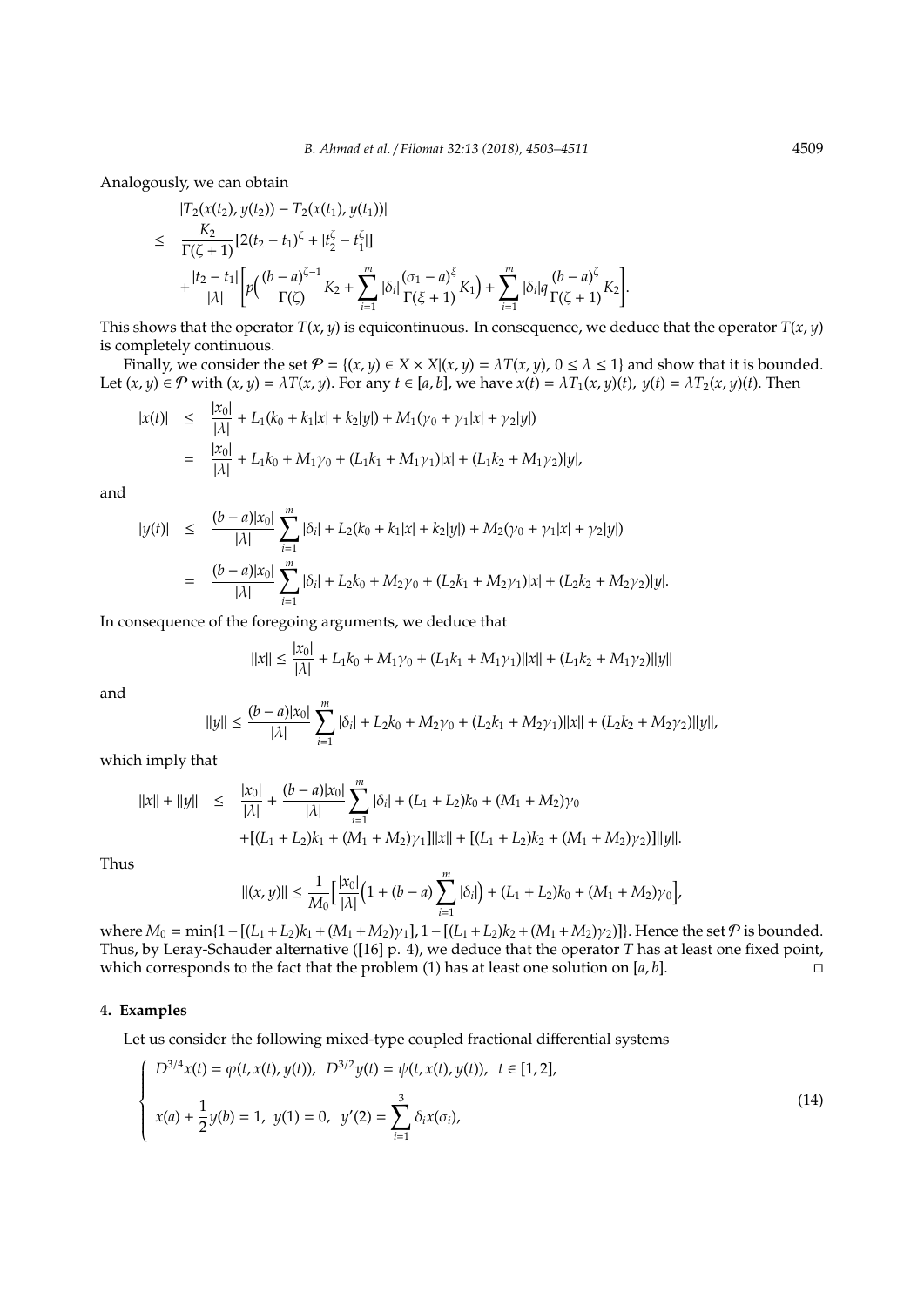Analogously, we can obtain

$$
\begin{aligned}
& |T_2(x(t_2), y(t_2)) - T_2(x(t_1), y(t_1))| \\
\leq\ & \frac{K_2}{\Gamma(\zeta+1)}[2(t_2-t_1)^{\zeta} + |t_2^{\zeta} - t_1^{\zeta}|] \\
& + \frac{|t_2 - t_1|}{|\lambda|}\bigg[p\Big(\frac{(b-a)^{\zeta-1}}{\Gamma(\zeta)}K_2 + \sum_{i=1}^{m}|\delta_i|\frac{(\sigma_1-a)^{\xi}}{\Gamma(\xi+1)}K_1\Big) + \sum_{i=1}^{m}|\delta_i| q \frac{(b-a)^{\zeta}}{\Gamma(\zeta+1)}K_2\bigg].
\end{aligned}
$$

This shows that the operator $T(x, y)$ is equicontinuous. In consequence, we deduce that the operator $T(x, y)$ is completely continuous.

Finally, we consider the set $\mathcal{P} = \{(x, y) \in X \times X | (x, y) = \lambda T(x, y),\ 0 \leq \lambda \leq 1\}$ and show that it is bounded. Let $(x, y) \in \mathcal{P}$ with $(x, y) = \lambda T(x, y)$. For any $t \in [a, b]$, we have $x(t) = \lambda T_1(x, y)(t)$, $y(t) = \lambda T_2(x, y)(t)$. Then

$$
\begin{aligned}
|x(t)| &\leq \frac{|x_0|}{|\lambda|} + L_1(k_0 + k_1|x| + k_2|y|) + M_1(\gamma_0 + \gamma_1|x| + \gamma_2|y|) \\
&= \frac{|x_0|}{|\lambda|} + L_1k_0 + M_1\gamma_0 + (L_1k_1 + M_1\gamma_1)|x| + (L_1k_2 + M_1\gamma_2)|y|,
\end{aligned}
$$

and

$$
\begin{aligned}
|y(t)| &\leq \frac{(b-a)|x_0|}{|\lambda|}\sum_{i=1}^{m}|\delta_i| + L_2(k_0 + k_1|x| + k_2|y|) + M_2(\gamma_0 + \gamma_1|x| + \gamma_2|y|) \\
&= \frac{(b-a)|x_0|}{|\lambda|}\sum_{i=1}^{m}|\delta_i| + L_2k_0 + M_2\gamma_0 + (L_2k_1 + M_2\gamma_1)|x| + (L_2k_2 + M_2\gamma_2)|y|.
\end{aligned}
$$

In consequence of the foregoing arguments, we deduce that

$$
\|x\| \leq \frac{|x_0|}{|\lambda|} + L_1k_0 + M_1\gamma_0 + (L_1k_1 + M_1\gamma_1)\|x\| + (L_1k_2 + M_1\gamma_2)\|y\|
$$

and

$$
\|y\| \leq \frac{(b-a)|x_0|}{|\lambda|}\sum_{i=1}^{m}|\delta_i| + L_2k_0 + M_2\gamma_0 + (L_2k_1 + M_2\gamma_1)\|x\| + (L_2k_2 + M_2\gamma_2)\|y\|,
$$

which imply that

$$
\begin{aligned}
\|x\| + \|y\| \leq\ & \frac{|x_0|}{|\lambda|} + \frac{(b-a)|x_0|}{|\lambda|}\sum_{i=1}^{m}|\delta_i| + (L_1 + L_2)k_0 + (M_1 + M_2)\gamma_0 \\
& + [(L_1 + L_2)k_1 + (M_1 + M_2)\gamma_1]\|x\| + [(L_1 + L_2)k_2 + (M_1 + M_2)\gamma_2]\|y\|.
\end{aligned}
$$

Thus

$$
\|(x, y)\| \leq \frac{1}{M_0}\Big[\frac{|x_0|}{|\lambda|}\Big(1 + (b-a)\sum_{i=1}^{m}|\delta_i|\Big) + (L_1 + L_2)k_0 + (M_1 + M_2)\gamma_0\Big],
$$

where $M_0 = \min\{1 - [(L_1 + L_2)k_1 + (M_1 + M_2)\gamma_1], 1 - [(L_1 + L_2)k_2 + (M_1 + M_2)\gamma_2]\}$. Hence the set $\mathcal{P}$ is bounded. Thus, by Leray-Schauder alternative ([16] p. 4), we deduce that the operator $T$ has at least one fixed point, which corresponds to the fact that the problem (1) has at least one solution on $[a, b]$. □

## 4. Examples

Let us consider the following mixed-type coupled fractional differential systems

$$
\begin{cases}
D^{3/4}x(t) = \varphi(t, x(t), y(t)), \ \ D^{3/2}y(t) = \psi(t, x(t), y(t)), \ \ t \in [1, 2], \\[2mm]
x(a) + \dfrac{1}{2}y(b) = 1, \ \ y(1) = 0, \ \ y'(2) = \displaystyle\sum_{i=1}^{3}\delta_i x(\sigma_i),
\end{cases}
\tag{14}
$$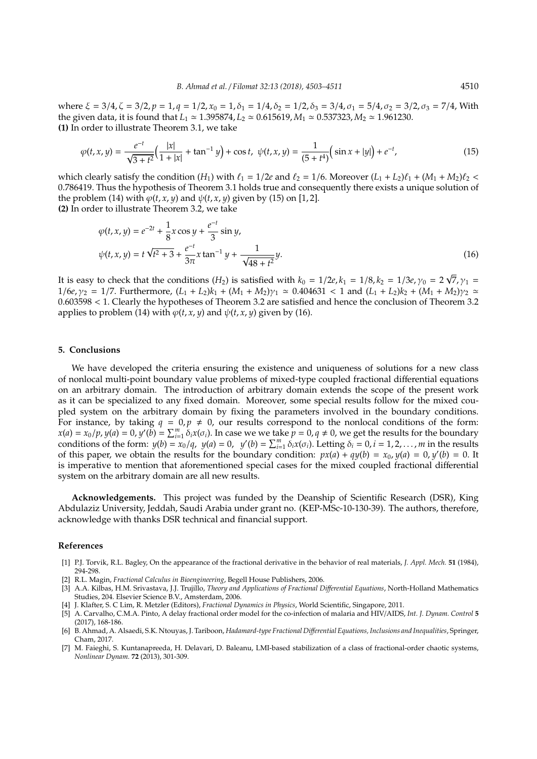where $\xi = 3/4, \zeta = 3/2, p = 1, q = 1/2, x_0 = 1, \delta_1 = 1/4, \delta_2 = 1/2, \delta_3 = 3/4, \sigma_1 = 5/4, \sigma_2 = 3/2, \sigma_3 = 7/4$, With the given data, it is found that $L_1 \simeq 1.395874, L_2 \simeq 0.615619, M_1 \simeq 0.537323, M_2 \simeq 1.961230$.

**(1)** In order to illustrate Theorem 3.1, we take

$$\varphi(t,x,y) = \frac{e^{-t}}{\sqrt{3+t^2}}\Big(\frac{|x|}{1+|x|} + \tan^{-1} y\Big) + \cos t, \;\; \psi(t,x,y) = \frac{1}{(5+t^4)}\Big(\sin x + |y|\Big) + e^{-t}, \tag{15}$$

which clearly satisfy the condition $(H_1)$ with $\ell_1 = 1/2e$ and $\ell_2 = 1/6$. Moreover $(L_1 + L_2)\ell_1 + (M_1 + M_2)\ell_2 < 0.786419$. Thus the hypothesis of Theorem 3.1 holds true and consequently there exists a unique solution of the problem (14) with $\varphi(t,x,y)$ and $\psi(t,x,y)$ given by (15) on $[1,2]$.

**(2)** In order to illustrate Theorem 3.2, we take

$$\begin{aligned} \varphi(t,x,y) &= e^{-2t} + \frac{1}{8}x\cos y + \frac{e^{-t}}{3}\sin y, \\ \psi(t,x,y) &= t\sqrt{t^2+3} + \frac{e^{-t}}{3\pi}x\tan^{-1} y + \frac{1}{\sqrt{48+t^2}}y. \end{aligned} \tag{16}$$

It is easy to check that the conditions $(H_2)$ is satisfied with $k_0 = 1/2e, k_1 = 1/8, k_2 = 1/3e, \gamma_0 = 2\sqrt{7}, \gamma_1 = 1/6e, \gamma_2 = 1/7$. Furthermore, $(L_1 + L_2)k_1 + (M_1 + M_2)\gamma_1 \simeq 0.404631 < 1$ and $(L_1 + L_2)k_2 + (M_1 + M_2)\gamma_2 \simeq 0.603598 < 1$. Clearly the hypotheses of Theorem 3.2 are satisfied and hence the conclusion of Theorem 3.2 applies to problem (14) with $\varphi(t,x,y)$ and $\psi(t,x,y)$ given by (16).

## 5. Conclusions

We have developed the criteria ensuring the existence and uniqueness of solutions for a new class of nonlocal multi-point boundary value problems of mixed-type coupled fractional differential equations on an arbitrary domain. The introduction of arbitrary domain extends the scope of the present work as it can be specialized to any fixed domain. Moreover, some special results follow for the mixed coupled system on the arbitrary domain by fixing the parameters involved in the boundary conditions. For instance, by taking $q = 0, p \neq 0$, our results correspond to the nonlocal conditions of the form: $x(a) = x_0/p, y(a) = 0, y'(b) = \sum_{i=1}^{m} \delta_i x(\sigma_i)$. In case we we take $p = 0, q \neq 0$, we get the results for the boundary conditions of the form: $y(b) = x_0/q, \; y(a) = 0, \; y'(b) = \sum_{i=1}^{m} \delta_i x(\sigma_i)$. Letting $\delta_i = 0, i = 1,2,\ldots,m$ in the results of this paper, we obtain the results for the boundary condition: $px(a) + qy(b) = x_0, y(a) = 0, y'(b) = 0$. It is imperative to mention that aforementioned special cases for the mixed coupled fractional differential system on the arbitrary domain are all new results.

**Acknowledgements.** This project was funded by the Deanship of Scientific Research (DSR), King Abdulaziz University, Jeddah, Saudi Arabia under grant no. (KEP-MSc-10-130-39). The authors, therefore, acknowledge with thanks DSR technical and financial support.

## References

[1] P.J. Torvik, R.L. Bagley, On the appearance of the fractional derivative in the behavior of real materials, *J. Appl. Mech.* **51** (1984), 294-298.

[2] R.L. Magin, *Fractional Calculus in Bioengineering*, Begell House Publishers, 2006.

[3] A.A. Kilbas, H.M. Srivastava, J.J. Trujillo, *Theory and Applications of Fractional Differential Equations*, North-Holland Mathematics Studies, 204. Elsevier Science B.V., Amsterdam, 2006.

[4] J. Klafter, S. C Lim, R. Metzler (Editors), *Fractional Dynamics in Physics*, World Scientific, Singapore, 2011.

[5] A. Carvalho, C.M.A. Pinto, A delay fractional order model for the co-infection of malaria and HIV/AIDS, *Int. J. Dynam. Control* **5** (2017), 168-186.

[6] B. Ahmad, A. Alsaedi, S.K. Ntouyas, J. Tariboon, *Hadamard-type Fractional Differential Equations, Inclusions and Inequalities*, Springer, Cham, 2017.

[7] M. Faieghi, S. Kuntanapreeda, H. Delavari, D. Baleanu, LMI-based stabilization of a class of fractional-order chaotic systems, *Nonlinear Dynam.* **72** (2013), 301-309.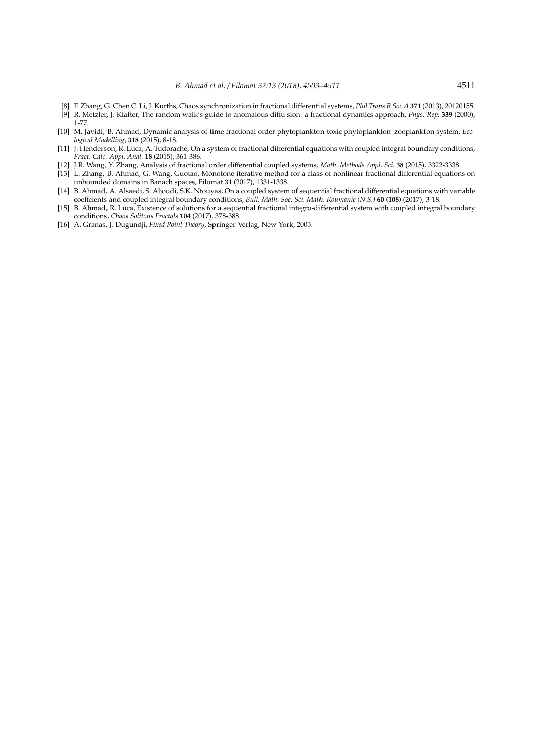[8] F. Zhang, G. Chen C. Li, J. Kurths, Chaos synchronization in fractional differential systems, *Phil Trans R Soc A* **371** (2013), 20120155.

[9] R. Metzler, J. Klafter, The random walk's guide to anomalous diffu sion: a fractional dynamics approach, *Phys. Rep.* **339** (2000), 1-77.

[10] M. Javidi, B. Ahmad, Dynamic analysis of time fractional order phytoplankton-toxic phytoplankton–zooplankton system, *Ecological Modelling*, **318** (2015), 8-18.

[11] J. Henderson, R. Luca, A. Tudorache, On a system of fractional differential equations with coupled integral boundary conditions, *Fract. Calc. Appl. Anal.* **18** (2015), 361-386.

[12] J.R. Wang, Y. Zhang, Analysis of fractional order differential coupled systems, *Math. Methods Appl. Sci.* **38** (2015), 3322-3338.

[13] L. Zhang, B. Ahmad, G. Wang, Guotao, Monotone iterative method for a class of nonlinear fractional differential equations on unbounded domains in Banach spaces, Filomat **31** (2017), 1331-1338.

[14] B. Ahmad, A. Alsaedi, S. Aljoudi, S.K. Ntouyas, On a coupled system of sequential fractional differential equations with variable coeffcients and coupled integral boundary conditions, *Bull. Math. Soc. Sci. Math. Roumanie (N.S.)* **60 (108)** (2017), 3-18.

[15] B. Ahmad, R. Luca, Existence of solutions for a sequential fractional integro-differential system with coupled integral boundary conditions, *Chaos Solitons Fractals* **104** (2017), 378-388.

[16] A. Granas, J. Dugundji, *Fixed Point Theory*, Springer-Verlag, New York, 2005.